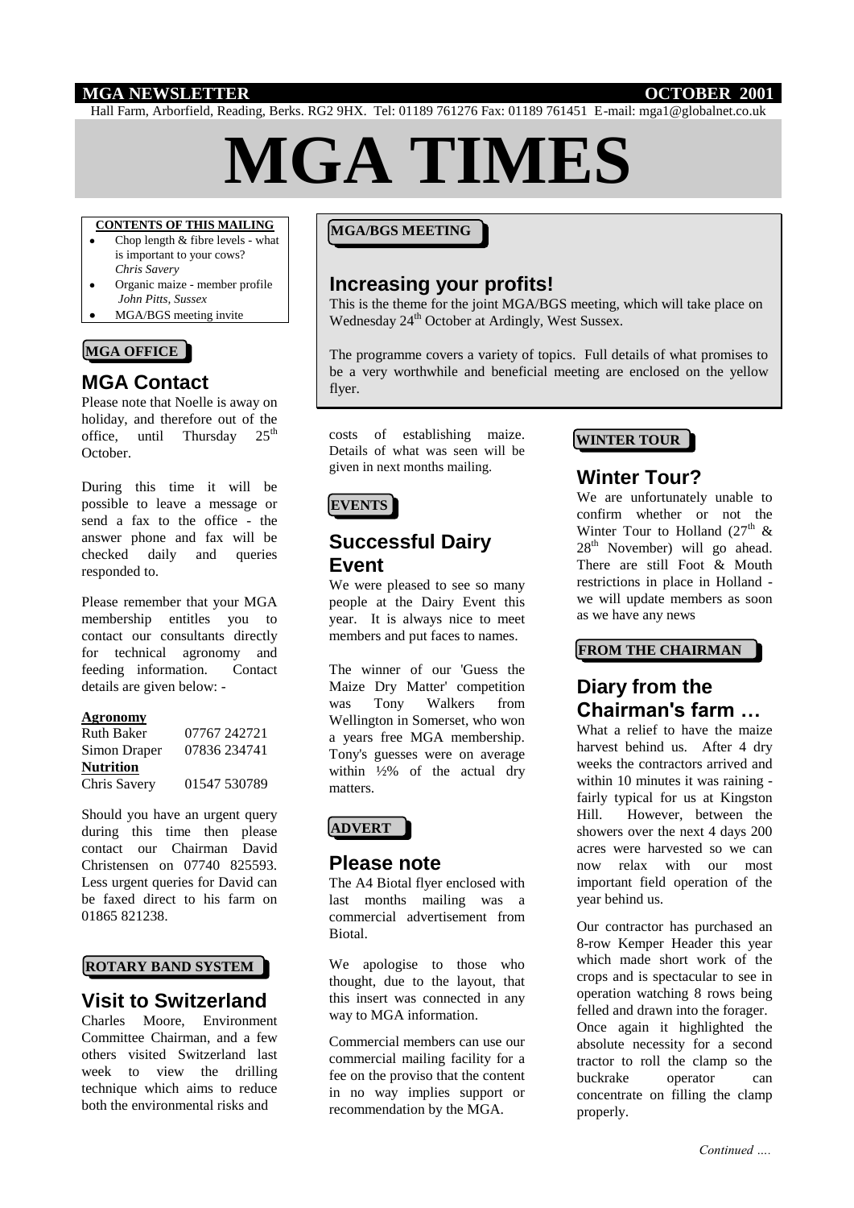**MGA NEWSLETTER** **OCTOBER 2001**

Hall Farm, Arborfield, Reading, Berks. RG2 9HX. Tel: 01189 761276 Fax: 01189 761451 E-mail: mga1@globalnet.co.uk

# MGA TIMES

**CONTENTS OF THIS MAILING**

- Chop length & fibre levels - what is important to your cows? *Chris Savery*
- Organic maize - member profile *John Pitts, Sussex*
- MGA/BGS meeting invite

**MGA OFFICE**

## MGA Contact

Please note that Noelle is away on holiday, and therefore out of the office, until Thursday 25th October.

During this time it will be possible to leave a message or send a fax to the office - the answer phone and fax will be checked daily and queries responded to.

Please remember that your MGA membership entitles you to contact our consultants directly for technical agronomy and feeding information. Contact details are given below: -

**Agronomy**

| | |
|---|---|
| Ruth Baker | 07767 242721 |
| Simon Draper | 07836 234741 |
| **Nutrition** | |
| Chris Savery | 01547 530789 |

Should you have an urgent query during this time then please contact our Chairman David Christensen on 07740 825593. Less urgent queries for David can be faxed direct to his farm on 01865 821238.

**ROTARY BAND SYSTEM**

## Visit to Switzerland

Charles Moore, Environment Committee Chairman, and a few others visited Switzerland last week to view the drilling technique which aims to reduce both the environmental risks and costs of establishing maize. Details of what was seen will be given in next months mailing.

**MGA/BGS MEETING**

## Increasing your profits!

This is the theme for the joint MGA/BGS meeting, which will take place on Wednesday 24th October at Ardingly, West Sussex.

The programme covers a variety of topics. Full details of what promises to be a very worthwhile and beneficial meeting are enclosed on the yellow flyer.

**EVENTS**

## Successful Dairy Event

We were pleased to see so many people at the Dairy Event this year. It is always nice to meet members and put faces to names.

The winner of our 'Guess the Maize Dry Matter' competition was Tony Walkers from Wellington in Somerset, who won a years free MGA membership. Tony's guesses were on average within ½% of the actual dry matters.

**ADVERT**

## Please note

The A4 Biotal flyer enclosed with last months mailing was a commercial advertisement from Biotal.

We apologise to those who thought, due to the layout, that this insert was connected in any way to MGA information.

Commercial members can use our commercial mailing facility for a fee on the proviso that the content in no way implies support or recommendation by the MGA.

**WINTER TOUR**

## Winter Tour?

We are unfortunately unable to confirm whether or not the Winter Tour to Holland (27th & 28th November) will go ahead. There are still Foot & Mouth restrictions in place in Holland - we will update members as soon as we have any news

**FROM THE CHAIRMAN**

## Diary from the Chairman's farm …

What a relief to have the maize harvest behind us. After 4 dry weeks the contractors arrived and within 10 minutes it was raining - fairly typical for us at Kingston Hill. However, between the showers over the next 4 days 200 acres were harvested so we can now relax with our most important field operation of the year behind us.

Our contractor has purchased an 8-row Kemper Header this year which made short work of the crops and is spectacular to see in operation watching 8 rows being felled and drawn into the forager. Once again it highlighted the absolute necessity for a second tractor to roll the clamp so the buckrake operator can concentrate on filling the clamp properly.

*Continued ….*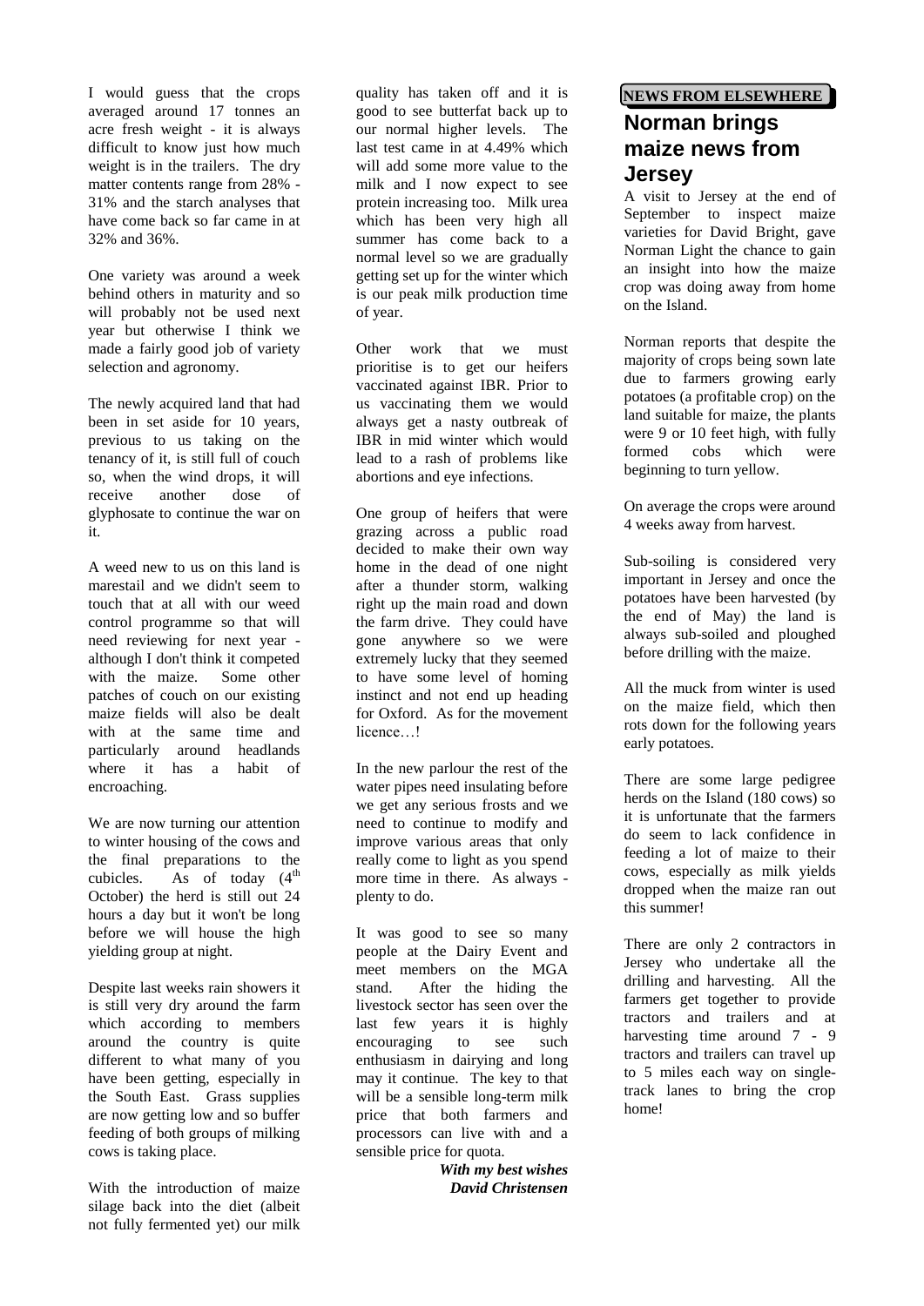I would guess that the crops averaged around 17 tonnes an acre fresh weight - it is always difficult to know just how much weight is in the trailers. The dry matter contents range from 28% - 31% and the starch analyses that have come back so far came in at 32% and 36%.

One variety was around a week behind others in maturity and so will probably not be used next year but otherwise I think we made a fairly good job of variety selection and agronomy.

The newly acquired land that had been in set aside for 10 years, previous to us taking on the tenancy of it, is still full of couch so, when the wind drops, it will receive another dose of glyphosate to continue the war on it.

A weed new to us on this land is marestail and we didn't seem to touch that at all with our weed control programme so that will need reviewing for next year - although I don't think it competed with the maize. Some other patches of couch on our existing maize fields will also be dealt with at the same time and particularly around headlands where it has a habit of encroaching.

We are now turning our attention to winter housing of the cows and the final preparations to the cubicles. As of today (4th October) the herd is still out 24 hours a day but it won't be long before we will house the high yielding group at night.

Despite last weeks rain showers it is still very dry around the farm which according to members around the country is quite different to what many of you have been getting, especially in the South East. Grass supplies are now getting low and so buffer feeding of both groups of milking cows is taking place.

With the introduction of maize silage back into the diet (albeit not fully fermented yet) our milk quality has taken off and it is good to see butterfat back up to our normal higher levels. The last test came in at 4.49% which will add some more value to the milk and I now expect to see protein increasing too. Milk urea which has been very high all summer has come back to a normal level so we are gradually getting set up for the winter which is our peak milk production time of year.

Other work that we must prioritise is to get our heifers vaccinated against IBR. Prior to us vaccinating them we would always get a nasty outbreak of IBR in mid winter which would lead to a rash of problems like abortions and eye infections.

One group of heifers that were grazing across a public road decided to make their own way home in the dead of one night after a thunder storm, walking right up the main road and down the farm drive. They could have gone anywhere so we were extremely lucky that they seemed to have some level of homing instinct and not end up heading for Oxford. As for the movement licence…!

In the new parlour the rest of the water pipes need insulating before we get any serious frosts and we need to continue to modify and improve various areas that only really come to light as you spend more time in there. As always - plenty to do.

It was good to see so many people at the Dairy Event and meet members on the MGA stand. After the hiding the livestock sector has seen over the last few years it is highly encouraging to see such enthusiasm in dairying and long may it continue. The key to that will be a sensible long-term milk price that both farmers and processors can live with and a sensible price for quota.

***With my best wishes***
***David Christensen***

**NEWS FROM ELSEWHERE**

## Norman brings maize news from Jersey

A visit to Jersey at the end of September to inspect maize varieties for David Bright, gave Norman Light the chance to gain an insight into how the maize crop was doing away from home on the Island.

Norman reports that despite the majority of crops being sown late due to farmers growing early potatoes (a profitable crop) on the land suitable for maize, the plants were 9 or 10 feet high, with fully formed cobs which were beginning to turn yellow.

On average the crops were around 4 weeks away from harvest.

Sub-soiling is considered very important in Jersey and once the potatoes have been harvested (by the end of May) the land is always sub-soiled and ploughed before drilling with the maize.

All the muck from winter is used on the maize field, which then rots down for the following years early potatoes.

There are some large pedigree herds on the Island (180 cows) so it is unfortunate that the farmers do seem to lack confidence in feeding a lot of maize to their cows, especially as milk yields dropped when the maize ran out this summer!

There are only 2 contractors in Jersey who undertake all the drilling and harvesting. All the farmers get together to provide tractors and trailers and at harvesting time around 7 - 9 tractors and trailers can travel up to 5 miles each way on single-track lanes to bring the crop home!